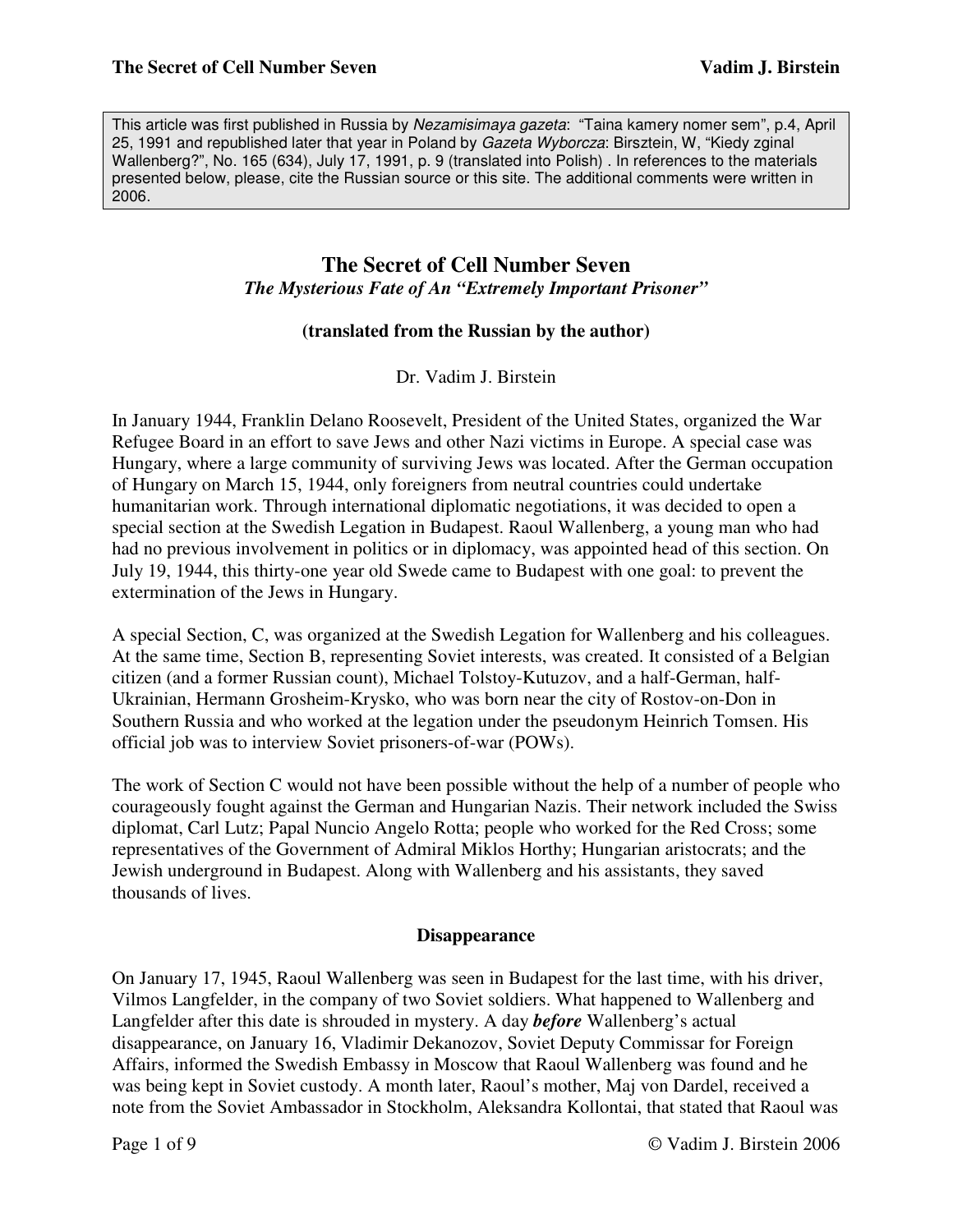This article was first published in Russia by *Nezamisimaya gazeta*: "Taina kamery nomer sem", p.4, April 25, 1991 and republished later that year in Poland by *Gazeta Wyborcza*: Birsztein, W, "Kiedy zginal Wallenberg?", No. 165 (634), July 17, 1991, p. 9 (translated into Polish) . In references to the materials presented below, please, cite the Russian source or this site. The additional comments were written in 2006.

# The Secret of Cell Number Seven

***The Mysterious Fate of An "Extremely Important Prisoner"***

**(translated from the Russian by the author)**

Dr. Vadim J. Birstein

In January 1944, Franklin Delano Roosevelt, President of the United States, organized the War Refugee Board in an effort to save Jews and other Nazi victims in Europe. A special case was Hungary, where a large community of surviving Jews was located. After the German occupation of Hungary on March 15, 1944, only foreigners from neutral countries could undertake humanitarian work. Through international diplomatic negotiations, it was decided to open a special section at the Swedish Legation in Budapest. Raoul Wallenberg, a young man who had had no previous involvement in politics or in diplomacy, was appointed head of this section. On July 19, 1944, this thirty-one year old Swede came to Budapest with one goal: to prevent the extermination of the Jews in Hungary.

A special Section, C, was organized at the Swedish Legation for Wallenberg and his colleagues. At the same time, Section B, representing Soviet interests, was created. It consisted of a Belgian citizen (and a former Russian count), Michael Tolstoy-Kutuzov, and a half-German, half-Ukrainian, Hermann Grosheim-Krysko, who was born near the city of Rostov-on-Don in Southern Russia and who worked at the legation under the pseudonym Heinrich Tomsen. His official job was to interview Soviet prisoners-of-war (POWs).

The work of Section C would not have been possible without the help of a number of people who courageously fought against the German and Hungarian Nazis. Their network included the Swiss diplomat, Carl Lutz; Papal Nuncio Angelo Rotta; people who worked for the Red Cross; some representatives of the Government of Admiral Miklos Horthy; Hungarian aristocrats; and the Jewish underground in Budapest. Along with Wallenberg and his assistants, they saved thousands of lives.

## Disappearance

On January 17, 1945, Raoul Wallenberg was seen in Budapest for the last time, with his driver, Vilmos Langfelder, in the company of two Soviet soldiers. What happened to Wallenberg and Langfelder after this date is shrouded in mystery. A day ***before*** Wallenberg's actual disappearance, on January 16, Vladimir Dekanozov, Soviet Deputy Commissar for Foreign Affairs, informed the Swedish Embassy in Moscow that Raoul Wallenberg was found and he was being kept in Soviet custody. A month later, Raoul's mother, Maj von Dardel, received a note from the Soviet Ambassador in Stockholm, Aleksandra Kollontai, that stated that Raoul was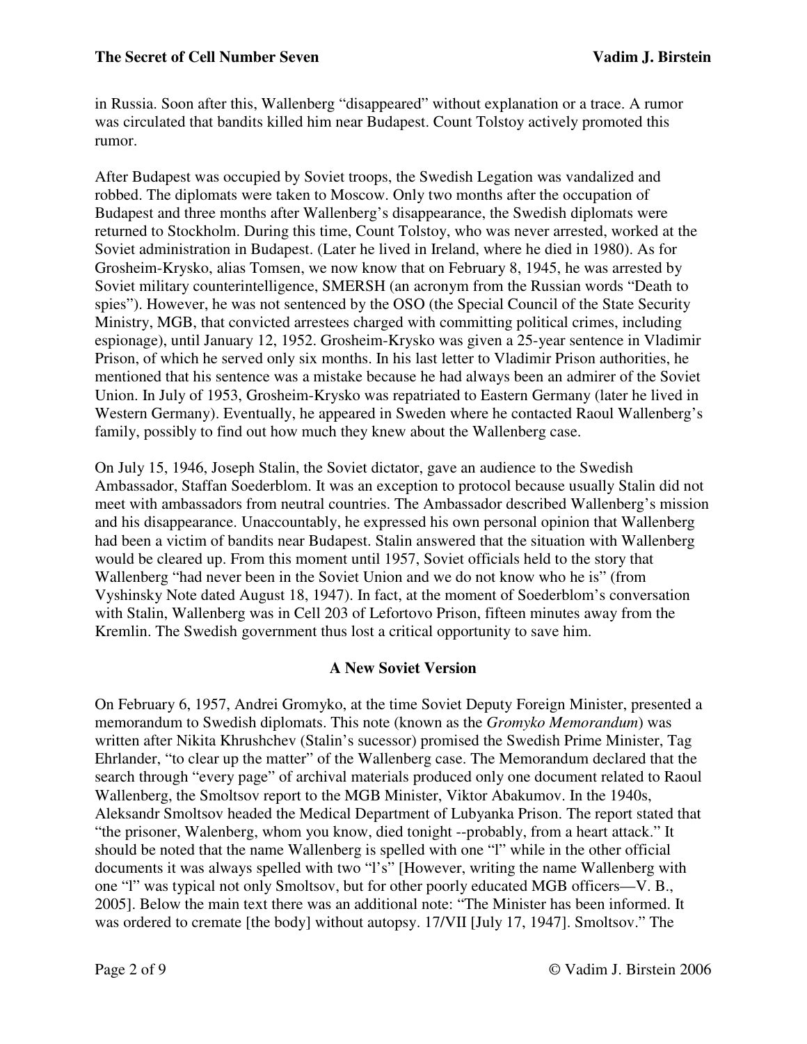in Russia. Soon after this, Wallenberg "disappeared" without explanation or a trace. A rumor was circulated that bandits killed him near Budapest. Count Tolstoy actively promoted this rumor.

After Budapest was occupied by Soviet troops, the Swedish Legation was vandalized and robbed. The diplomats were taken to Moscow. Only two months after the occupation of Budapest and three months after Wallenberg's disappearance, the Swedish diplomats were returned to Stockholm. During this time, Count Tolstoy, who was never arrested, worked at the Soviet administration in Budapest. (Later he lived in Ireland, where he died in 1980). As for Grosheim-Krysko, alias Tomsen, we now know that on February 8, 1945, he was arrested by Soviet military counterintelligence, SMERSH (an acronym from the Russian words "Death to spies"). However, he was not sentenced by the OSO (the Special Council of the State Security Ministry, MGB, that convicted arrestees charged with committing political crimes, including espionage), until January 12, 1952. Grosheim-Krysko was given a 25-year sentence in Vladimir Prison, of which he served only six months. In his last letter to Vladimir Prison authorities, he mentioned that his sentence was a mistake because he had always been an admirer of the Soviet Union. In July of 1953, Grosheim-Krysko was repatriated to Eastern Germany (later he lived in Western Germany). Eventually, he appeared in Sweden where he contacted Raoul Wallenberg's family, possibly to find out how much they knew about the Wallenberg case.

On July 15, 1946, Joseph Stalin, the Soviet dictator, gave an audience to the Swedish Ambassador, Staffan Soederblom. It was an exception to protocol because usually Stalin did not meet with ambassadors from neutral countries. The Ambassador described Wallenberg's mission and his disappearance. Unaccountably, he expressed his own personal opinion that Wallenberg had been a victim of bandits near Budapest. Stalin answered that the situation with Wallenberg would be cleared up. From this moment until 1957, Soviet officials held to the story that Wallenberg "had never been in the Soviet Union and we do not know who he is" (from Vyshinsky Note dated August 18, 1947). In fact, at the moment of Soederblom's conversation with Stalin, Wallenberg was in Cell 203 of Lefortovo Prison, fifteen minutes away from the Kremlin. The Swedish government thus lost a critical opportunity to save him.

## A New Soviet Version

On February 6, 1957, Andrei Gromyko, at the time Soviet Deputy Foreign Minister, presented a memorandum to Swedish diplomats. This note (known as the *Gromyko Memorandum*) was written after Nikita Khrushchev (Stalin's sucessor) promised the Swedish Prime Minister, Tag Ehrlander, "to clear up the matter" of the Wallenberg case. The Memorandum declared that the search through "every page" of archival materials produced only one document related to Raoul Wallenberg, the Smoltsov report to the MGB Minister, Viktor Abakumov. In the 1940s, Aleksandr Smoltsov headed the Medical Department of Lubyanka Prison. The report stated that "the prisoner, Walenberg, whom you know, died tonight --probably, from a heart attack." It should be noted that the name Wallenberg is spelled with one "l" while in the other official documents it was always spelled with two "l's" [However, writing the name Wallenberg with one "l" was typical not only Smoltsov, but for other poorly educated MGB officers—V. B., 2005]. Below the main text there was an additional note: "The Minister has been informed. It was ordered to cremate [the body] without autopsy. 17/VII [July 17, 1947]. Smoltsov." The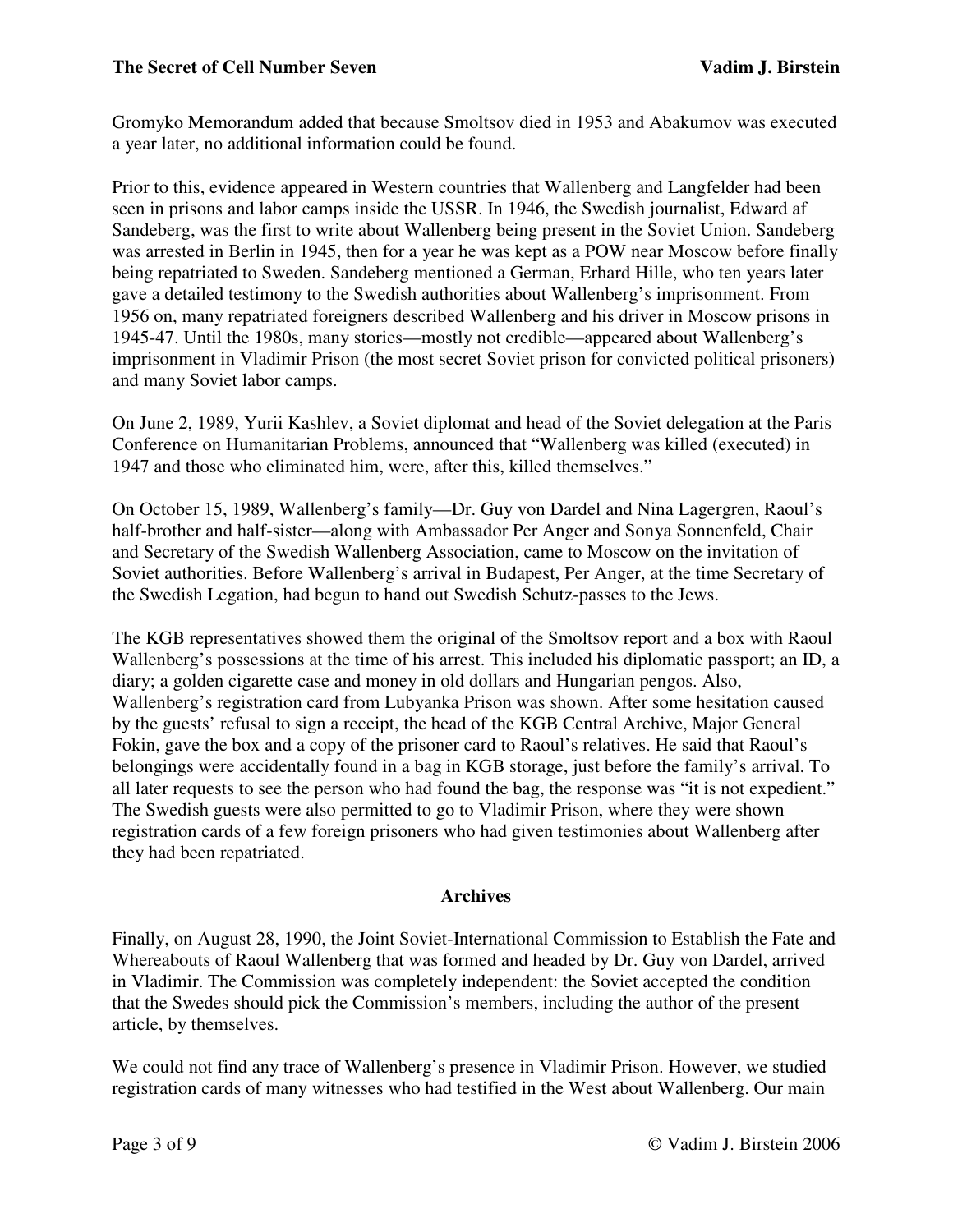Gromyko Memorandum added that because Smoltsov died in 1953 and Abakumov was executed a year later, no additional information could be found.

Prior to this, evidence appeared in Western countries that Wallenberg and Langfelder had been seen in prisons and labor camps inside the USSR. In 1946, the Swedish journalist, Edward af Sandeberg, was the first to write about Wallenberg being present in the Soviet Union. Sandeberg was arrested in Berlin in 1945, then for a year he was kept as a POW near Moscow before finally being repatriated to Sweden. Sandeberg mentioned a German, Erhard Hille, who ten years later gave a detailed testimony to the Swedish authorities about Wallenberg's imprisonment. From 1956 on, many repatriated foreigners described Wallenberg and his driver in Moscow prisons in 1945-47. Until the 1980s, many stories—mostly not credible—appeared about Wallenberg's imprisonment in Vladimir Prison (the most secret Soviet prison for convicted political prisoners) and many Soviet labor camps.

On June 2, 1989, Yurii Kashlev, a Soviet diplomat and head of the Soviet delegation at the Paris Conference on Humanitarian Problems, announced that "Wallenberg was killed (executed) in 1947 and those who eliminated him, were, after this, killed themselves."

On October 15, 1989, Wallenberg's family—Dr. Guy von Dardel and Nina Lagergren, Raoul's half-brother and half-sister—along with Ambassador Per Anger and Sonya Sonnenfeld, Chair and Secretary of the Swedish Wallenberg Association, came to Moscow on the invitation of Soviet authorities. Before Wallenberg's arrival in Budapest, Per Anger, at the time Secretary of the Swedish Legation, had begun to hand out Swedish Schutz-passes to the Jews.

The KGB representatives showed them the original of the Smoltsov report and a box with Raoul Wallenberg's possessions at the time of his arrest. This included his diplomatic passport; an ID, a diary; a golden cigarette case and money in old dollars and Hungarian pengos. Also, Wallenberg's registration card from Lubyanka Prison was shown. After some hesitation caused by the guests' refusal to sign a receipt, the head of the KGB Central Archive, Major General Fokin, gave the box and a copy of the prisoner card to Raoul's relatives. He said that Raoul's belongings were accidentally found in a bag in KGB storage, just before the family's arrival. To all later requests to see the person who had found the bag, the response was "it is not expedient." The Swedish guests were also permitted to go to Vladimir Prison, where they were shown registration cards of a few foreign prisoners who had given testimonies about Wallenberg after they had been repatriated.

## Archives

Finally, on August 28, 1990, the Joint Soviet-International Commission to Establish the Fate and Whereabouts of Raoul Wallenberg that was formed and headed by Dr. Guy von Dardel, arrived in Vladimir. The Commission was completely independent: the Soviet accepted the condition that the Swedes should pick the Commission's members, including the author of the present article, by themselves.

We could not find any trace of Wallenberg's presence in Vladimir Prison. However, we studied registration cards of many witnesses who had testified in the West about Wallenberg. Our main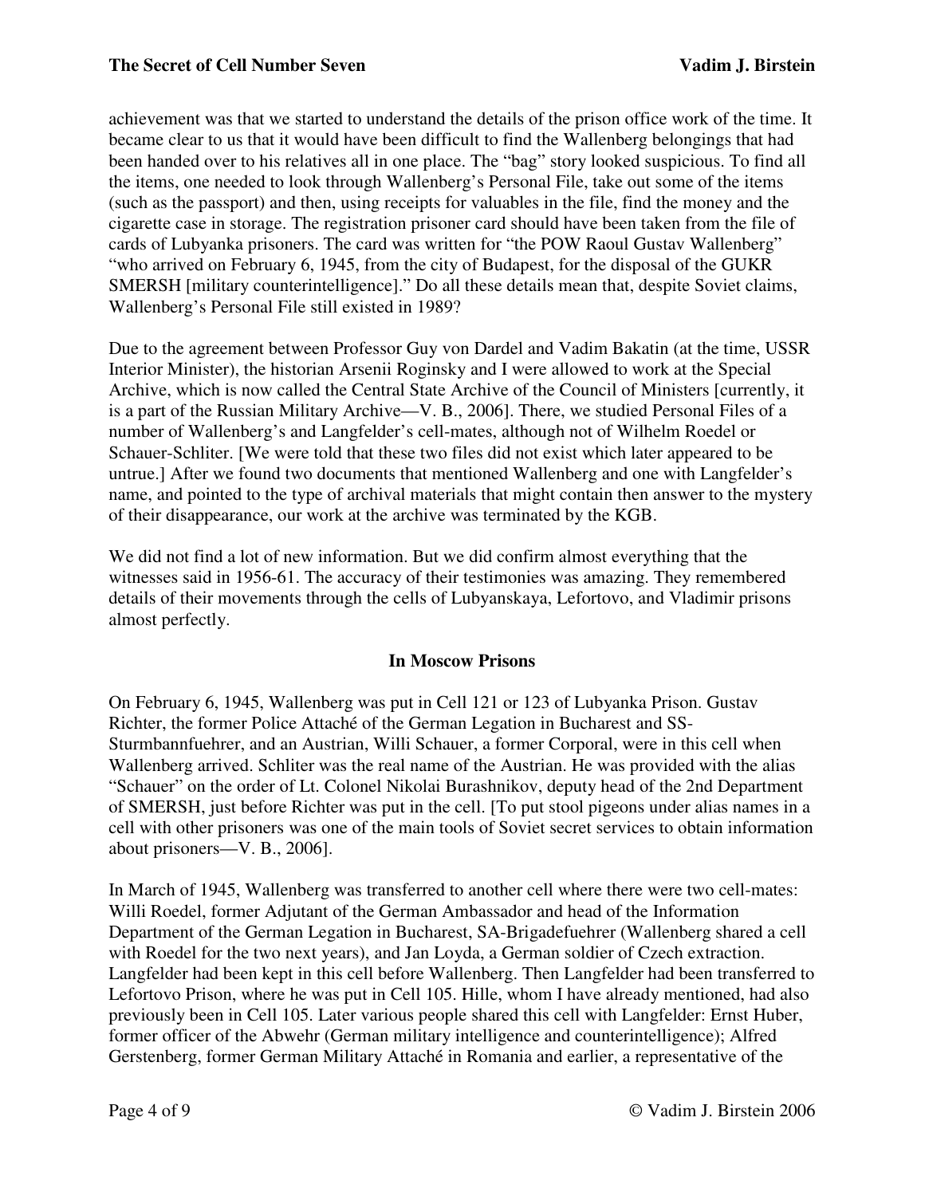achievement was that we started to understand the details of the prison office work of the time. It became clear to us that it would have been difficult to find the Wallenberg belongings that had been handed over to his relatives all in one place. The "bag" story looked suspicious. To find all the items, one needed to look through Wallenberg's Personal File, take out some of the items (such as the passport) and then, using receipts for valuables in the file, find the money and the cigarette case in storage. The registration prisoner card should have been taken from the file of cards of Lubyanka prisoners. The card was written for "the POW Raoul Gustav Wallenberg" "who arrived on February 6, 1945, from the city of Budapest, for the disposal of the GUKR SMERSH [military counterintelligence]." Do all these details mean that, despite Soviet claims, Wallenberg's Personal File still existed in 1989?

Due to the agreement between Professor Guy von Dardel and Vadim Bakatin (at the time, USSR Interior Minister), the historian Arsenii Roginsky and I were allowed to work at the Special Archive, which is now called the Central State Archive of the Council of Ministers [currently, it is a part of the Russian Military Archive—V. B., 2006]. There, we studied Personal Files of a number of Wallenberg's and Langfelder's cell-mates, although not of Wilhelm Roedel or Schauer-Schliter. [We were told that these two files did not exist which later appeared to be untrue.] After we found two documents that mentioned Wallenberg and one with Langfelder's name, and pointed to the type of archival materials that might contain then answer to the mystery of their disappearance, our work at the archive was terminated by the KGB.

We did not find a lot of new information. But we did confirm almost everything that the witnesses said in 1956-61. The accuracy of their testimonies was amazing. They remembered details of their movements through the cells of Lubyanskaya, Lefortovo, and Vladimir prisons almost perfectly.

## In Moscow Prisons

On February 6, 1945, Wallenberg was put in Cell 121 or 123 of Lubyanka Prison. Gustav Richter, the former Police Attaché of the German Legation in Bucharest and SS-Sturmbannfuehrer, and an Austrian, Willi Schauer, a former Corporal, were in this cell when Wallenberg arrived. Schliter was the real name of the Austrian. He was provided with the alias "Schauer" on the order of Lt. Colonel Nikolai Burashnikov, deputy head of the 2nd Department of SMERSH, just before Richter was put in the cell. [To put stool pigeons under alias names in a cell with other prisoners was one of the main tools of Soviet secret services to obtain information about prisoners—V. B., 2006].

In March of 1945, Wallenberg was transferred to another cell where there were two cell-mates: Willi Roedel, former Adjutant of the German Ambassador and head of the Information Department of the German Legation in Bucharest, SA-Brigadefuehrer (Wallenberg shared a cell with Roedel for the two next years), and Jan Loyda, a German soldier of Czech extraction. Langfelder had been kept in this cell before Wallenberg. Then Langfelder had been transferred to Lefortovo Prison, where he was put in Cell 105. Hille, whom I have already mentioned, had also previously been in Cell 105. Later various people shared this cell with Langfelder: Ernst Huber, former officer of the Abwehr (German military intelligence and counterintelligence); Alfred Gerstenberg, former German Military Attaché in Romania and earlier, a representative of the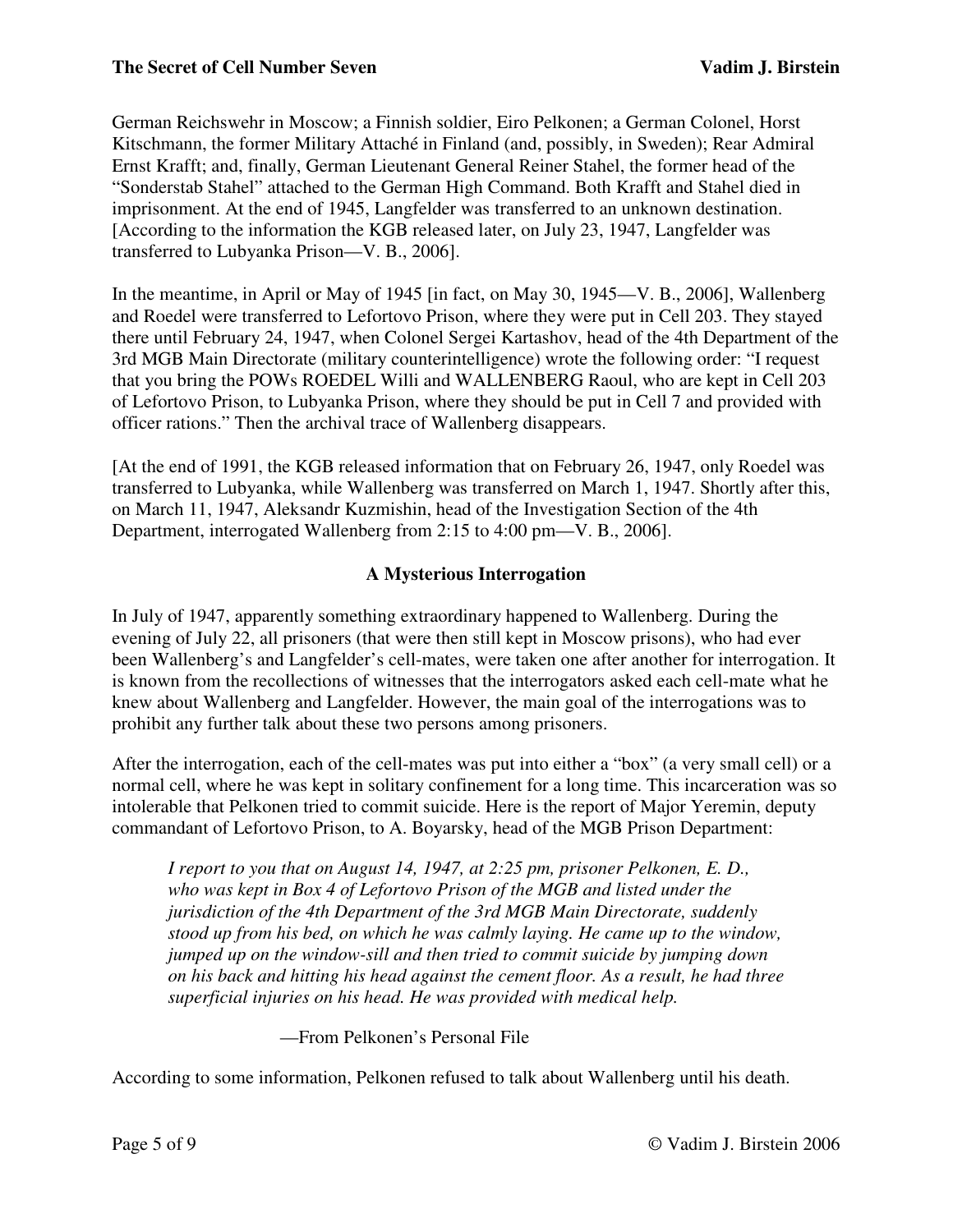German Reichswehr in Moscow; a Finnish soldier, Eiro Pelkonen; a German Colonel, Horst Kitschmann, the former Military Attaché in Finland (and, possibly, in Sweden); Rear Admiral Ernst Krafft; and, finally, German Lieutenant General Reiner Stahel, the former head of the "Sonderstab Stahel" attached to the German High Command. Both Krafft and Stahel died in imprisonment. At the end of 1945, Langfelder was transferred to an unknown destination. [According to the information the KGB released later, on July 23, 1947, Langfelder was transferred to Lubyanka Prison—V. B., 2006].

In the meantime, in April or May of 1945 [in fact, on May 30, 1945—V. B., 2006], Wallenberg and Roedel were transferred to Lefortovo Prison, where they were put in Cell 203. They stayed there until February 24, 1947, when Colonel Sergei Kartashov, head of the 4th Department of the 3rd MGB Main Directorate (military counterintelligence) wrote the following order: "I request that you bring the POWs ROEDEL Willi and WALLENBERG Raoul, who are kept in Cell 203 of Lefortovo Prison, to Lubyanka Prison, where they should be put in Cell 7 and provided with officer rations." Then the archival trace of Wallenberg disappears.

[At the end of 1991, the KGB released information that on February 26, 1947, only Roedel was transferred to Lubyanka, while Wallenberg was transferred on March 1, 1947. Shortly after this, on March 11, 1947, Aleksandr Kuzmishin, head of the Investigation Section of the 4th Department, interrogated Wallenberg from 2:15 to 4:00 pm—V. B., 2006].

## A Mysterious Interrogation

In July of 1947, apparently something extraordinary happened to Wallenberg. During the evening of July 22, all prisoners (that were then still kept in Moscow prisons), who had ever been Wallenberg's and Langfelder's cell-mates, were taken one after another for interrogation. It is known from the recollections of witnesses that the interrogators asked each cell-mate what he knew about Wallenberg and Langfelder. However, the main goal of the interrogations was to prohibit any further talk about these two persons among prisoners.

After the interrogation, each of the cell-mates was put into either a "box" (a very small cell) or a normal cell, where he was kept in solitary confinement for a long time. This incarceration was so intolerable that Pelkonen tried to commit suicide. Here is the report of Major Yeremin, deputy commandant of Lefortovo Prison, to A. Boyarsky, head of the MGB Prison Department:

> *I report to you that on August 14, 1947, at 2:25 pm, prisoner Pelkonen, E. D., who was kept in Box 4 of Lefortovo Prison of the MGB and listed under the jurisdiction of the 4th Department of the 3rd MGB Main Directorate, suddenly stood up from his bed, on which he was calmly laying. He came up to the window, jumped up on the window-sill and then tried to commit suicide by jumping down on his back and hitting his head against the cement floor. As a result, he had three superficial injuries on his head. He was provided with medical help.*
>
> —From Pelkonen's Personal File

According to some information, Pelkonen refused to talk about Wallenberg until his death.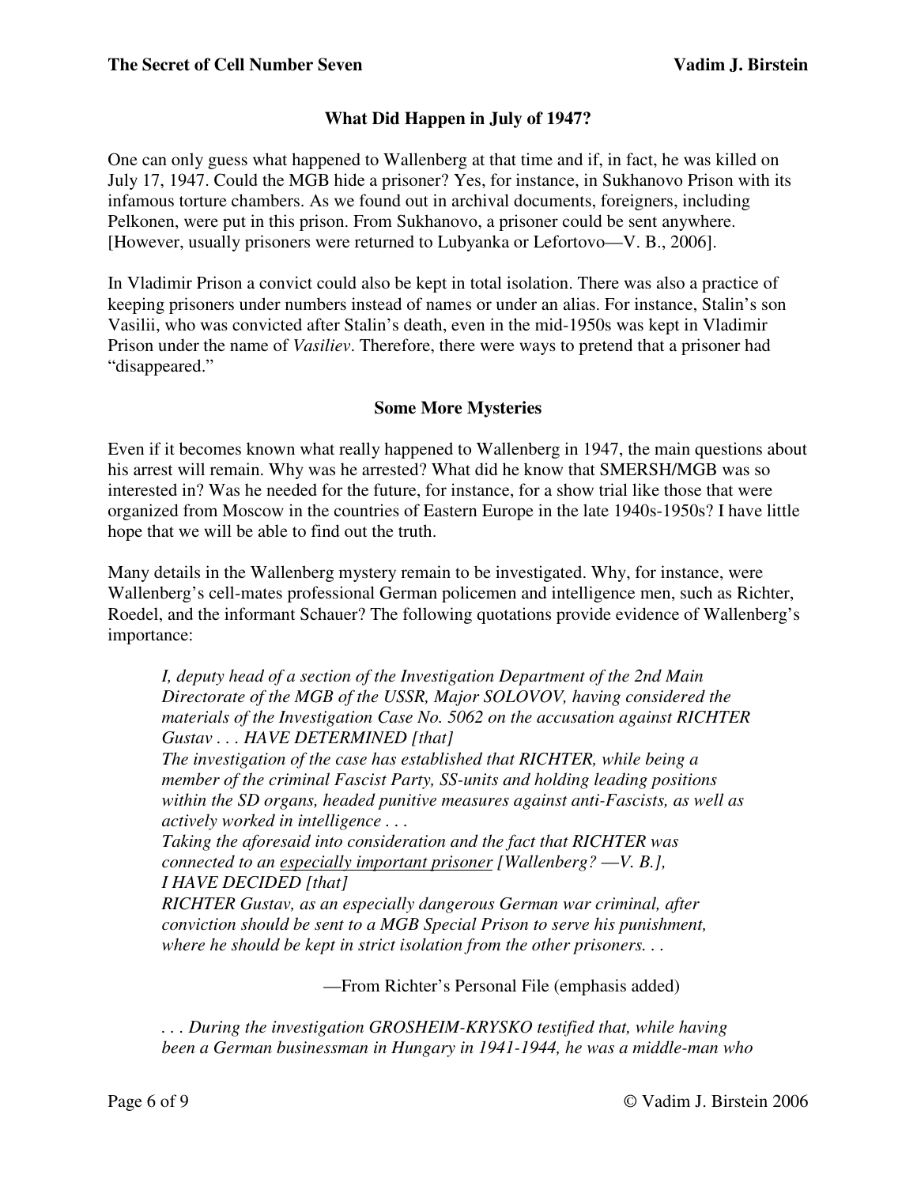### What Did Happen in July of 1947?

One can only guess what happened to Wallenberg at that time and if, in fact, he was killed on July 17, 1947. Could the MGB hide a prisoner? Yes, for instance, in Sukhanovo Prison with its infamous torture chambers. As we found out in archival documents, foreigners, including Pelkonen, were put in this prison. From Sukhanovo, a prisoner could be sent anywhere. [However, usually prisoners were returned to Lubyanka or Lefortovo—V. B., 2006].

In Vladimir Prison a convict could also be kept in total isolation. There was also a practice of keeping prisoners under numbers instead of names or under an alias. For instance, Stalin's son Vasilii, who was convicted after Stalin's death, even in the mid-1950s was kept in Vladimir Prison under the name of *Vasiliev*. Therefore, there were ways to pretend that a prisoner had "disappeared."

### Some More Mysteries

Even if it becomes known what really happened to Wallenberg in 1947, the main questions about his arrest will remain. Why was he arrested? What did he know that SMERSH/MGB was so interested in? Was he needed for the future, for instance, for a show trial like those that were organized from Moscow in the countries of Eastern Europe in the late 1940s-1950s? I have little hope that we will be able to find out the truth.

Many details in the Wallenberg mystery remain to be investigated. Why, for instance, were Wallenberg's cell-mates professional German policemen and intelligence men, such as Richter, Roedel, and the informant Schauer? The following quotations provide evidence of Wallenberg's importance:

> *I, deputy head of a section of the Investigation Department of the 2nd Main Directorate of the MGB of the USSR, Major SOLOVOV, having considered the materials of the Investigation Case No. 5062 on the accusation against RICHTER Gustav . . . HAVE DETERMINED [that]*
> *The investigation of the case has established that RICHTER, while being a member of the criminal Fascist Party, SS-units and holding leading positions within the SD organs, headed punitive measures against anti-Fascists, as well as actively worked in intelligence . . .*
> *Taking the aforesaid into consideration and the fact that RICHTER was connected to an <u>especially important prisoner</u> [Wallenberg? —V. B.], I HAVE DECIDED [that]*
> *RICHTER Gustav, as an especially dangerous German war criminal, after conviction should be sent to a MGB Special Prison to serve his punishment, where he should be kept in strict isolation from the other prisoners. . .*
>
> —From Richter's Personal File (emphasis added)

> *. . . During the investigation GROSHEIM-KRYSKO testified that, while having been a German businessman in Hungary in 1941-1944, he was a middle-man who*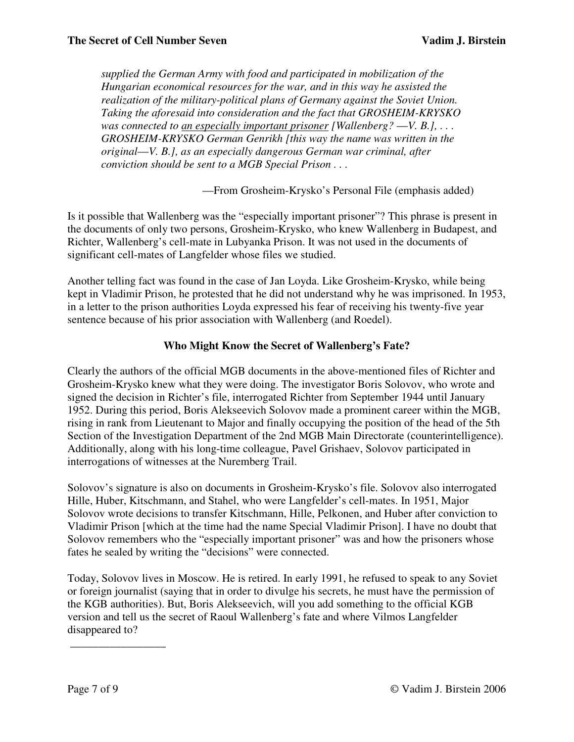> *supplied the German Army with food and participated in mobilization of the Hungarian economical resources for the war, and in this way he assisted the realization of the military-political plans of Germany against the Soviet Union. Taking the aforesaid into consideration and the fact that GROSHEIM-KRYSKO was connected to <u>an especially important prisoner</u> [Wallenberg? —V. B.], . . . GROSHEIM-KRYSKO German Genrikh [this way the name was written in the original—V. B.], as an especially dangerous German war criminal, after conviction should be sent to a MGB Special Prison . . .*
>
> —From Grosheim-Krysko's Personal File (emphasis added)

Is it possible that Wallenberg was the "especially important prisoner"? This phrase is present in the documents of only two persons, Grosheim-Krysko, who knew Wallenberg in Budapest, and Richter, Wallenberg's cell-mate in Lubyanka Prison. It was not used in the documents of significant cell-mates of Langfelder whose files we studied.

Another telling fact was found in the case of Jan Loyda. Like Grosheim-Krysko, while being kept in Vladimir Prison, he protested that he did not understand why he was imprisoned. In 1953, in a letter to the prison authorities Loyda expressed his fear of receiving his twenty-five year sentence because of his prior association with Wallenberg (and Roedel).

## Who Might Know the Secret of Wallenberg's Fate?

Clearly the authors of the official MGB documents in the above-mentioned files of Richter and Grosheim-Krysko knew what they were doing. The investigator Boris Solovov, who wrote and signed the decision in Richter's file, interrogated Richter from September 1944 until January 1952. During this period, Boris Alekseevich Solovov made a prominent career within the MGB, rising in rank from Lieutenant to Major and finally occupying the position of the head of the 5th Section of the Investigation Department of the 2nd MGB Main Directorate (counterintelligence). Additionally, along with his long-time colleague, Pavel Grishaev, Solovov participated in interrogations of witnesses at the Nuremberg Trail.

Solovov's signature is also on documents in Grosheim-Krysko's file. Solovov also interrogated Hille, Huber, Kitschmann, and Stahel, who were Langfelder's cell-mates. In 1951, Major Solovov wrote decisions to transfer Kitschmann, Hille, Pelkonen, and Huber after conviction to Vladimir Prison [which at the time had the name Special Vladimir Prison]. I have no doubt that Solovov remembers who the "especially important prisoner" was and how the prisoners whose fates he sealed by writing the "decisions" were connected.

Today, Solovov lives in Moscow. He is retired. In early 1991, he refused to speak to any Soviet or foreign journalist (saying that in order to divulge his secrets, he must have the permission of the KGB authorities). But, Boris Alekseevich, will you add something to the official KGB version and tell us the secret of Raoul Wallenberg's fate and where Vilmos Langfelder disappeared to?

---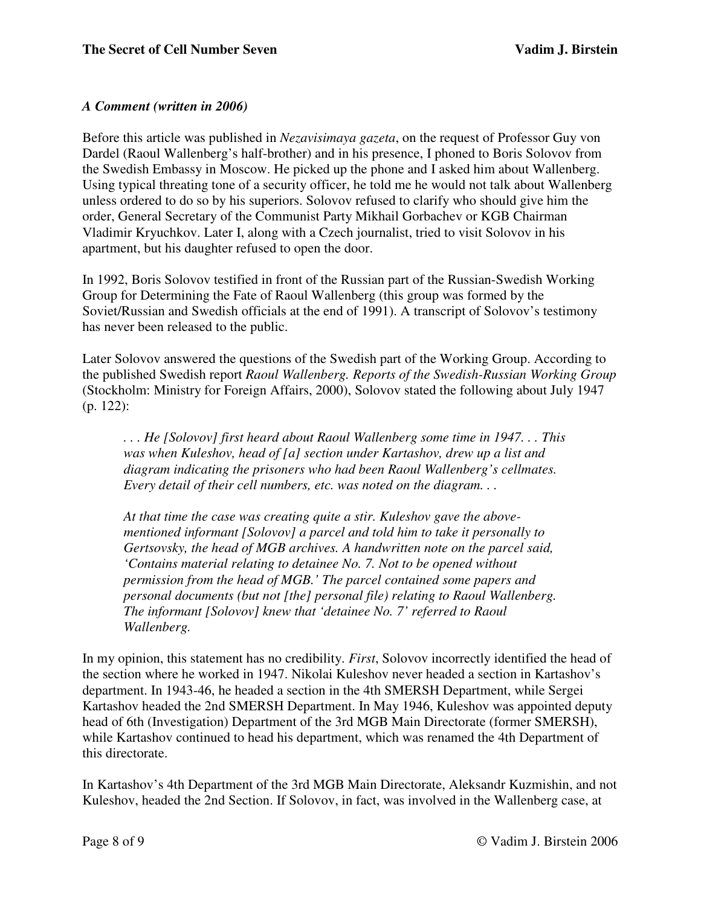### *A Comment (written in 2006)*

Before this article was published in *Nezavisimaya gazeta*, on the request of Professor Guy von Dardel (Raoul Wallenberg's half-brother) and in his presence, I phoned to Boris Solovov from the Swedish Embassy in Moscow. He picked up the phone and I asked him about Wallenberg. Using typical threating tone of a security officer, he told me he would not talk about Wallenberg unless ordered to do so by his superiors. Solovov refused to clarify who should give him the order, General Secretary of the Communist Party Mikhail Gorbachev or KGB Chairman Vladimir Kryuchkov. Later I, along with a Czech journalist, tried to visit Solovov in his apartment, but his daughter refused to open the door.

In 1992, Boris Solovov testified in front of the Russian part of the Russian-Swedish Working Group for Determining the Fate of Raoul Wallenberg (this group was formed by the Soviet/Russian and Swedish officials at the end of 1991). A transcript of Solovov's testimony has never been released to the public.

Later Solovov answered the questions of the Swedish part of the Working Group. According to the published Swedish report *Raoul Wallenberg. Reports of the Swedish-Russian Working Group* (Stockholm: Ministry for Foreign Affairs, 2000), Solovov stated the following about July 1947 (p. 122):

> *. . . He [Solovov] first heard about Raoul Wallenberg some time in 1947. . . This was when Kuleshov, head of [a] section under Kartashov, drew up a list and diagram indicating the prisoners who had been Raoul Wallenberg's cellmates. Every detail of their cell numbers, etc. was noted on the diagram. . .*
>
> *At that time the case was creating quite a stir. Kuleshov gave the above-mentioned informant [Solovov] a parcel and told him to take it personally to Gertsovsky, the head of MGB archives. A handwritten note on the parcel said, 'Contains material relating to detainee No. 7. Not to be opened without permission from the head of MGB.' The parcel contained some papers and personal documents (but not [the] personal file) relating to Raoul Wallenberg. The informant [Solovov] knew that 'detainee No. 7' referred to Raoul Wallenberg.*

In my opinion, this statement has no credibility. *First*, Solovov incorrectly identified the head of the section where he worked in 1947. Nikolai Kuleshov never headed a section in Kartashov's department. In 1943-46, he headed a section in the 4th SMERSH Department, while Sergei Kartashov headed the 2nd SMERSH Department. In May 1946, Kuleshov was appointed deputy head of 6th (Investigation) Department of the 3rd MGB Main Directorate (former SMERSH), while Kartashov continued to head his department, which was renamed the 4th Department of this directorate.

In Kartashov's 4th Department of the 3rd MGB Main Directorate, Aleksandr Kuzmishin, and not Kuleshov, headed the 2nd Section. If Solovov, in fact, was involved in the Wallenberg case, at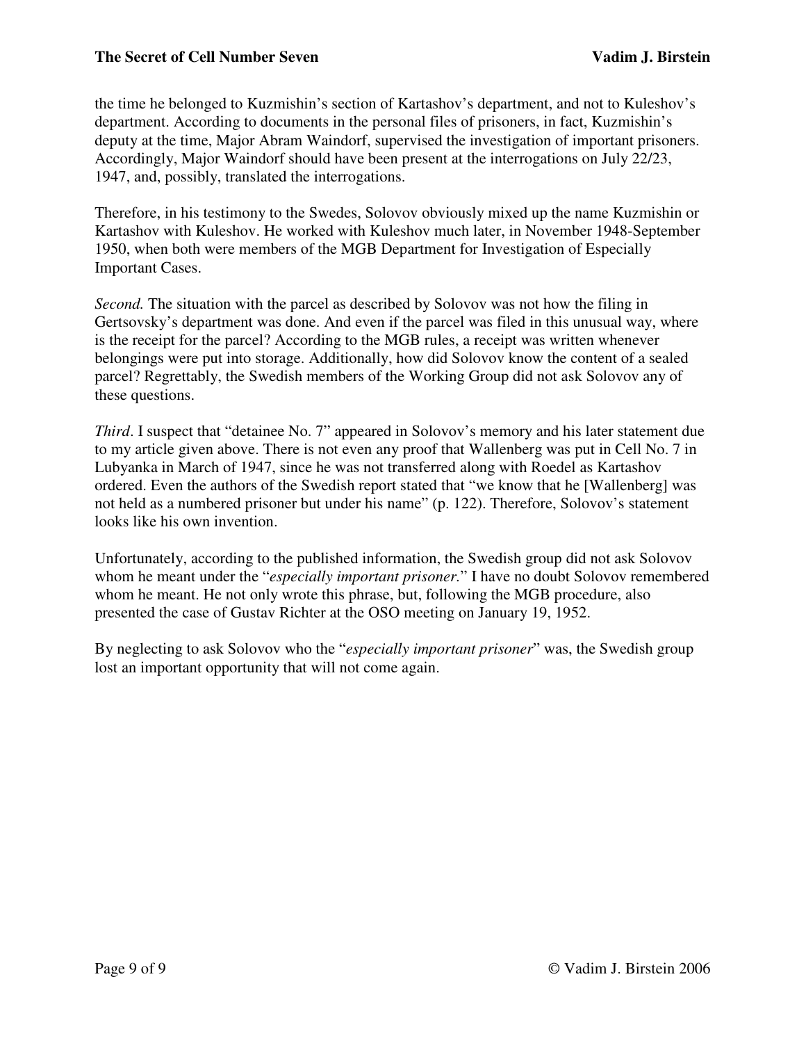the time he belonged to Kuzmishin's section of Kartashov's department, and not to Kuleshov's department. According to documents in the personal files of prisoners, in fact, Kuzmishin's deputy at the time, Major Abram Waindorf, supervised the investigation of important prisoners. Accordingly, Major Waindorf should have been present at the interrogations on July 22/23, 1947, and, possibly, translated the interrogations.

Therefore, in his testimony to the Swedes, Solovov obviously mixed up the name Kuzmishin or Kartashov with Kuleshov. He worked with Kuleshov much later, in November 1948-September 1950, when both were members of the MGB Department for Investigation of Especially Important Cases.

*Second.* The situation with the parcel as described by Solovov was not how the filing in Gertsovsky's department was done. And even if the parcel was filed in this unusual way, where is the receipt for the parcel? According to the MGB rules, a receipt was written whenever belongings were put into storage. Additionally, how did Solovov know the content of a sealed parcel? Regrettably, the Swedish members of the Working Group did not ask Solovov any of these questions.

*Third*. I suspect that "detainee No. 7" appeared in Solovov's memory and his later statement due to my article given above. There is not even any proof that Wallenberg was put in Cell No. 7 in Lubyanka in March of 1947, since he was not transferred along with Roedel as Kartashov ordered. Even the authors of the Swedish report stated that "we know that he [Wallenberg] was not held as a numbered prisoner but under his name" (p. 122). Therefore, Solovov's statement looks like his own invention.

Unfortunately, according to the published information, the Swedish group did not ask Solovov whom he meant under the "*especially important prisoner.*" I have no doubt Solovov remembered whom he meant. He not only wrote this phrase, but, following the MGB procedure, also presented the case of Gustav Richter at the OSO meeting on January 19, 1952.

By neglecting to ask Solovov who the "*especially important prisoner*" was, the Swedish group lost an important opportunity that will not come again.